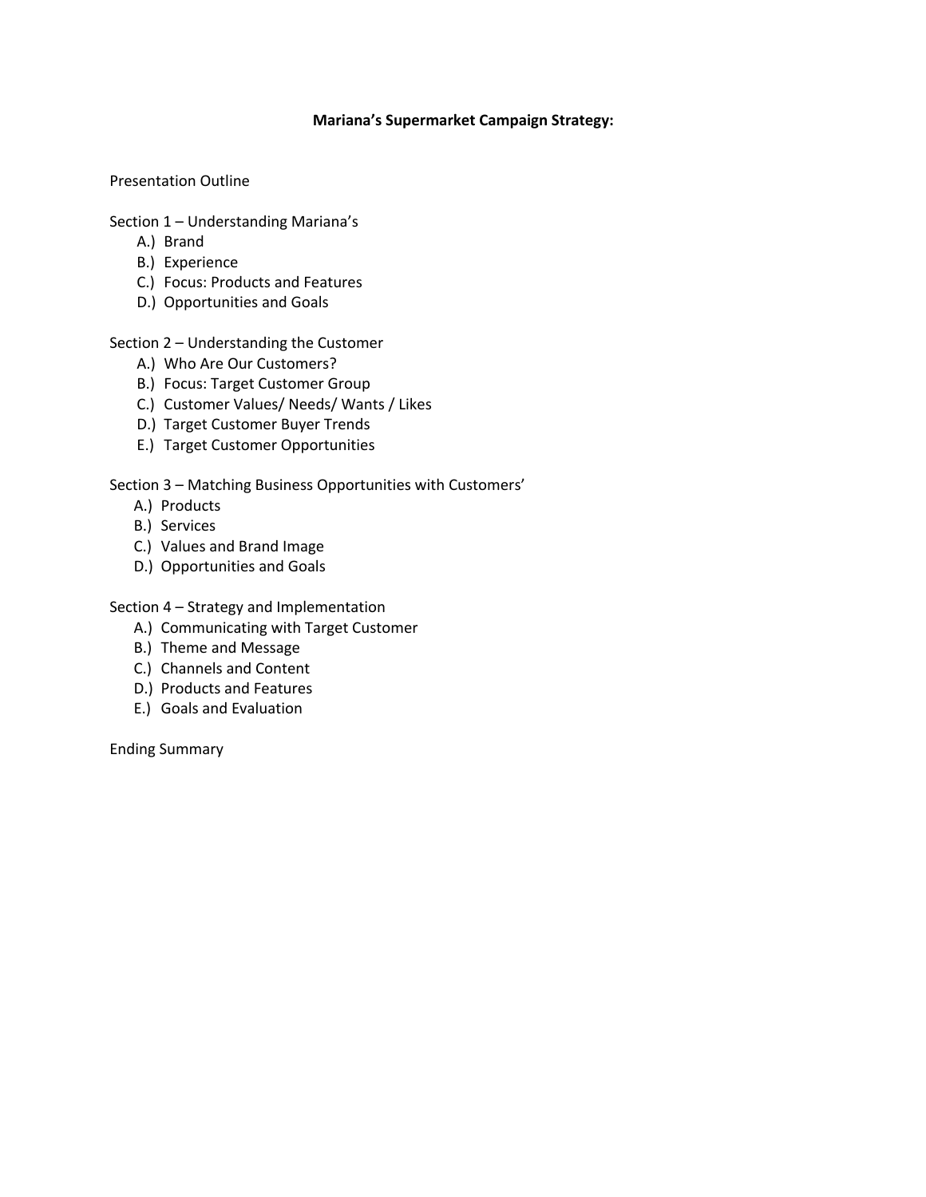# Mariana's Supermarket Campaign Strategy:

Presentation Outline

Section 1 – Understanding Mariana's

A.) Brand
B.) Experience
C.) Focus: Products and Features
D.) Opportunities and Goals

Section 2 – Understanding the Customer

A.) Who Are Our Customers?
B.) Focus: Target Customer Group
C.) Customer Values/ Needs/ Wants / Likes
D.) Target Customer Buyer Trends
E.) Target Customer Opportunities

Section 3 – Matching Business Opportunities with Customers'

A.) Products
B.) Services
C.) Values and Brand Image
D.) Opportunities and Goals

Section 4 – Strategy and Implementation

A.) Communicating with Target Customer
B.) Theme and Message
C.) Channels and Content
D.) Products and Features
E.) Goals and Evaluation

Ending Summary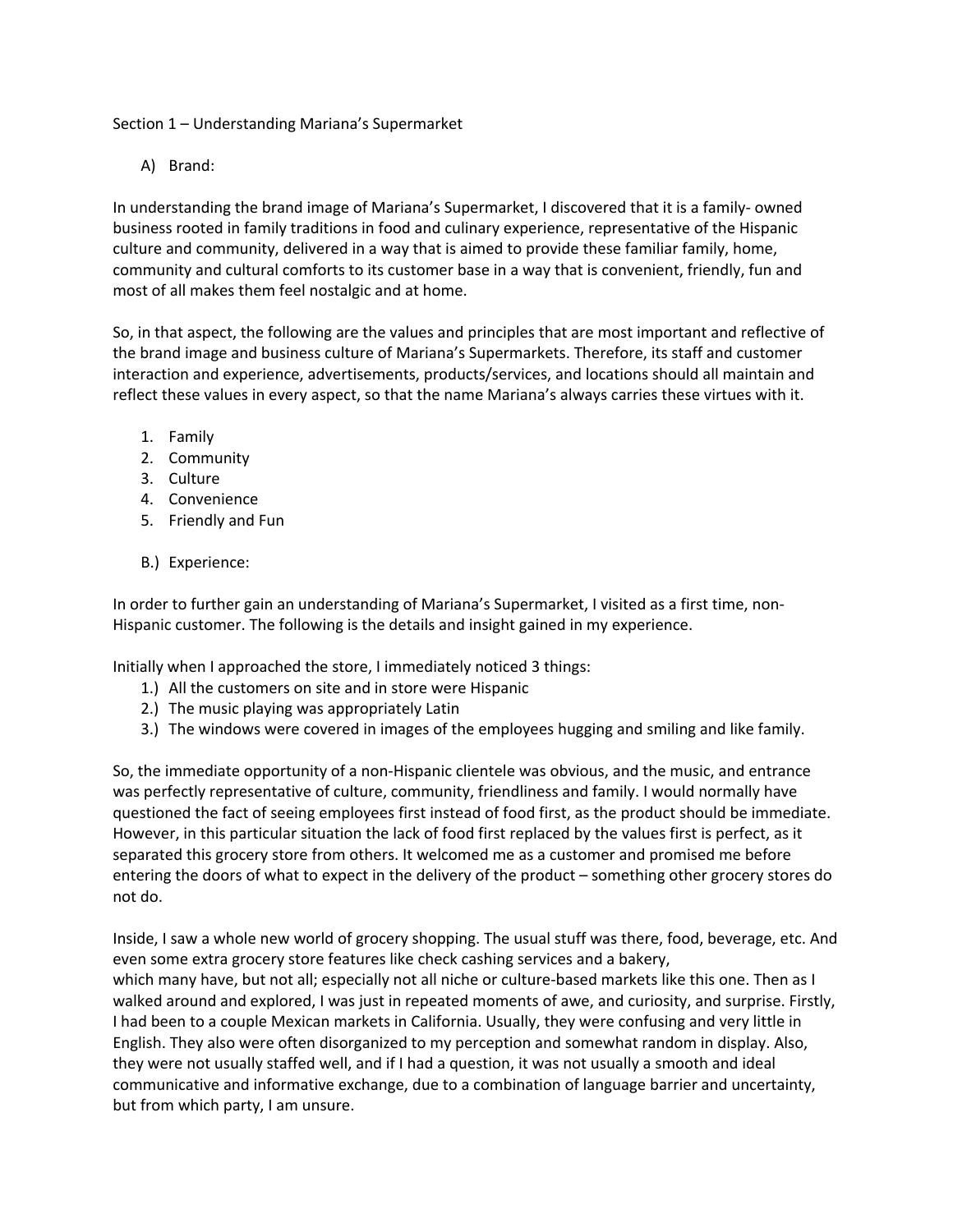Section 1 – Understanding Mariana's Supermarket

A) Brand:

In understanding the brand image of Mariana's Supermarket, I discovered that it is a family- owned business rooted in family traditions in food and culinary experience, representative of the Hispanic culture and community, delivered in a way that is aimed to provide these familiar family, home, community and cultural comforts to its customer base in a way that is convenient, friendly, fun and most of all makes them feel nostalgic and at home.

So, in that aspect, the following are the values and principles that are most important and reflective of the brand image and business culture of Mariana's Supermarkets. Therefore, its staff and customer interaction and experience, advertisements, products/services, and locations should all maintain and reflect these values in every aspect, so that the name Mariana's always carries these virtues with it.

1. Family
2. Community
3. Culture
4. Convenience
5. Friendly and Fun

B.) Experience:

In order to further gain an understanding of Mariana's Supermarket, I visited as a first time, non-Hispanic customer. The following is the details and insight gained in my experience.

Initially when I approached the store, I immediately noticed 3 things:

1.) All the customers on site and in store were Hispanic
2.) The music playing was appropriately Latin
3.) The windows were covered in images of the employees hugging and smiling and like family.

So, the immediate opportunity of a non-Hispanic clientele was obvious, and the music, and entrance was perfectly representative of culture, community, friendliness and family. I would normally have questioned the fact of seeing employees first instead of food first, as the product should be immediate. However, in this particular situation the lack of food first replaced by the values first is perfect, as it separated this grocery store from others. It welcomed me as a customer and promised me before entering the doors of what to expect in the delivery of the product – something other grocery stores do not do.

Inside, I saw a whole new world of grocery shopping. The usual stuff was there, food, beverage, etc. And even some extra grocery store features like check cashing services and a bakery, which many have, but not all; especially not all niche or culture-based markets like this one. Then as I walked around and explored, I was just in repeated moments of awe, and curiosity, and surprise. Firstly, I had been to a couple Mexican markets in California. Usually, they were confusing and very little in English. They also were often disorganized to my perception and somewhat random in display. Also, they were not usually staffed well, and if I had a question, it was not usually a smooth and ideal communicative and informative exchange, due to a combination of language barrier and uncertainty, but from which party, I am unsure.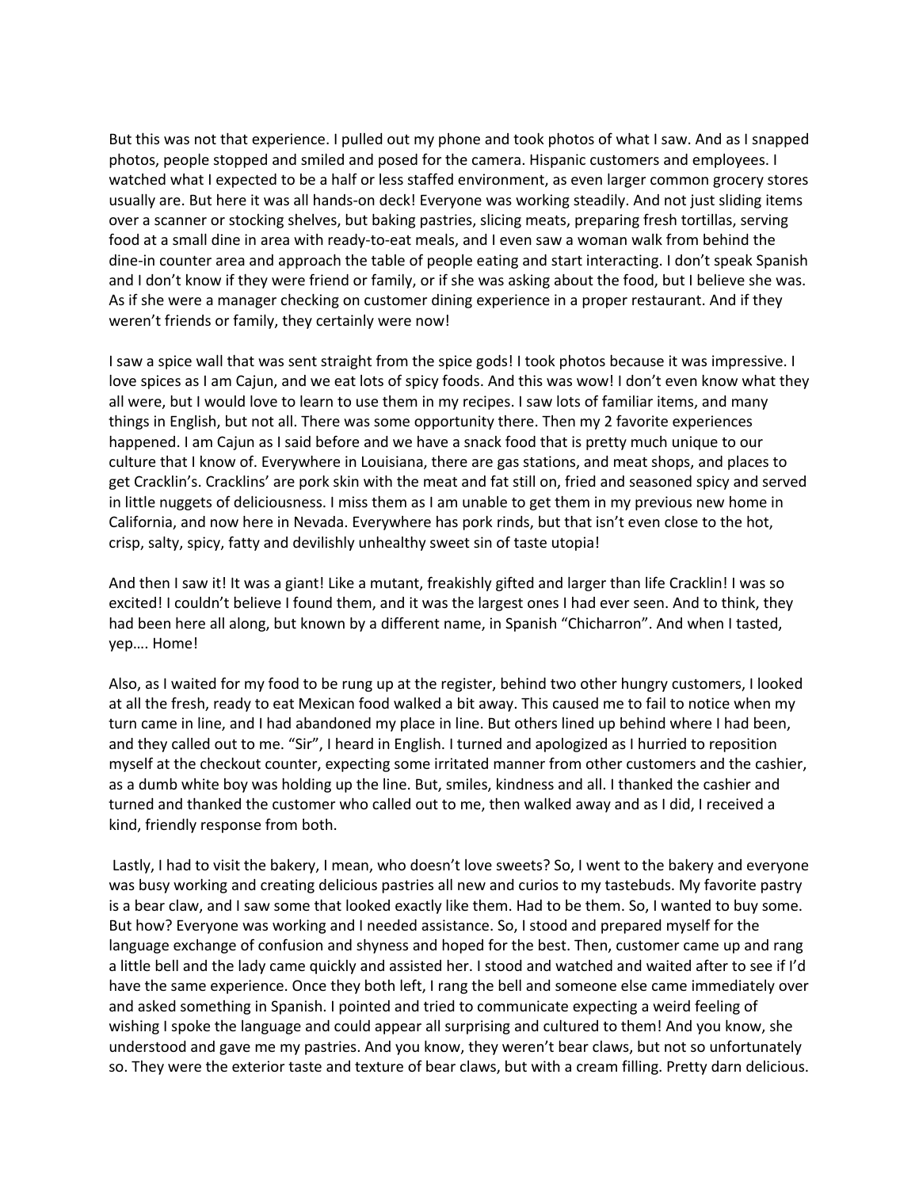But this was not that experience. I pulled out my phone and took photos of what I saw. And as I snapped photos, people stopped and smiled and posed for the camera. Hispanic customers and employees. I watched what I expected to be a half or less staffed environment, as even larger common grocery stores usually are. But here it was all hands-on deck! Everyone was working steadily. And not just sliding items over a scanner or stocking shelves, but baking pastries, slicing meats, preparing fresh tortillas, serving food at a small dine in area with ready-to-eat meals, and I even saw a woman walk from behind the dine-in counter area and approach the table of people eating and start interacting. I don't speak Spanish and I don't know if they were friend or family, or if she was asking about the food, but I believe she was. As if she were a manager checking on customer dining experience in a proper restaurant. And if they weren't friends or family, they certainly were now!

I saw a spice wall that was sent straight from the spice gods! I took photos because it was impressive. I love spices as I am Cajun, and we eat lots of spicy foods. And this was wow! I don't even know what they all were, but I would love to learn to use them in my recipes. I saw lots of familiar items, and many things in English, but not all. There was some opportunity there. Then my 2 favorite experiences happened. I am Cajun as I said before and we have a snack food that is pretty much unique to our culture that I know of. Everywhere in Louisiana, there are gas stations, and meat shops, and places to get Cracklin's. Cracklins' are pork skin with the meat and fat still on, fried and seasoned spicy and served in little nuggets of deliciousness. I miss them as I am unable to get them in my previous new home in California, and now here in Nevada. Everywhere has pork rinds, but that isn't even close to the hot, crisp, salty, spicy, fatty and devilishly unhealthy sweet sin of taste utopia!

And then I saw it! It was a giant! Like a mutant, freakishly gifted and larger than life Cracklin! I was so excited! I couldn't believe I found them, and it was the largest ones I had ever seen. And to think, they had been here all along, but known by a different name, in Spanish "Chicharron". And when I tasted, yep…. Home!

Also, as I waited for my food to be rung up at the register, behind two other hungry customers, I looked at all the fresh, ready to eat Mexican food walked a bit away. This caused me to fail to notice when my turn came in line, and I had abandoned my place in line. But others lined up behind where I had been, and they called out to me. "Sir", I heard in English. I turned and apologized as I hurried to reposition myself at the checkout counter, expecting some irritated manner from other customers and the cashier, as a dumb white boy was holding up the line. But, smiles, kindness and all. I thanked the cashier and turned and thanked the customer who called out to me, then walked away and as I did, I received a kind, friendly response from both.

Lastly, I had to visit the bakery, I mean, who doesn't love sweets? So, I went to the bakery and everyone was busy working and creating delicious pastries all new and curios to my tastebuds. My favorite pastry is a bear claw, and I saw some that looked exactly like them. Had to be them. So, I wanted to buy some. But how? Everyone was working and I needed assistance. So, I stood and prepared myself for the language exchange of confusion and shyness and hoped for the best. Then, customer came up and rang a little bell and the lady came quickly and assisted her. I stood and watched and waited after to see if I'd have the same experience. Once they both left, I rang the bell and someone else came immediately over and asked something in Spanish. I pointed and tried to communicate expecting a weird feeling of wishing I spoke the language and could appear all surprising and cultured to them! And you know, she understood and gave me my pastries. And you know, they weren't bear claws, but not so unfortunately so. They were the exterior taste and texture of bear claws, but with a cream filling. Pretty darn delicious.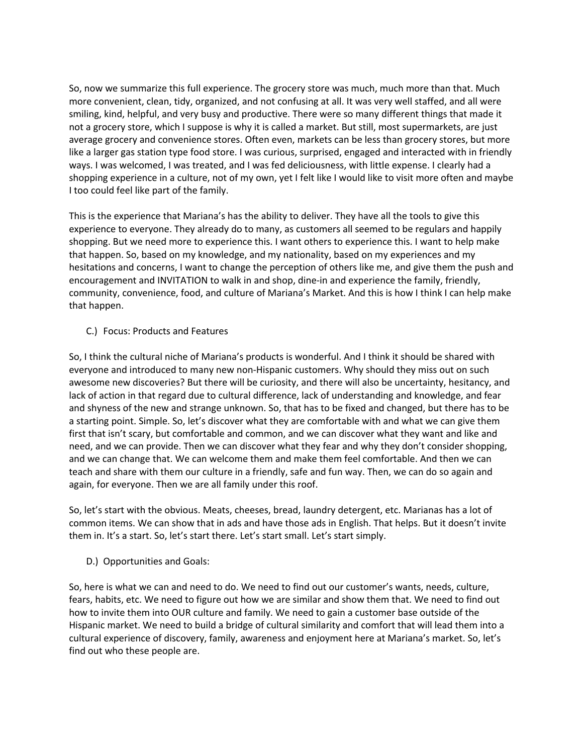So, now we summarize this full experience. The grocery store was much, much more than that. Much more convenient, clean, tidy, organized, and not confusing at all. It was very well staffed, and all were smiling, kind, helpful, and very busy and productive. There were so many different things that made it not a grocery store, which I suppose is why it is called a market. But still, most supermarkets, are just average grocery and convenience stores. Often even, markets can be less than grocery stores, but more like a larger gas station type food store. I was curious, surprised, engaged and interacted with in friendly ways. I was welcomed, I was treated, and I was fed deliciousness, with little expense. I clearly had a shopping experience in a culture, not of my own, yet I felt like I would like to visit more often and maybe I too could feel like part of the family.

This is the experience that Mariana's has the ability to deliver. They have all the tools to give this experience to everyone. They already do to many, as customers all seemed to be regulars and happily shopping. But we need more to experience this. I want others to experience this. I want to help make that happen. So, based on my knowledge, and my nationality, based on my experiences and my hesitations and concerns, I want to change the perception of others like me, and give them the push and encouragement and INVITATION to walk in and shop, dine-in and experience the family, friendly, community, convenience, food, and culture of Mariana's Market. And this is how I think I can help make that happen.

C.) Focus: Products and Features

So, I think the cultural niche of Mariana's products is wonderful. And I think it should be shared with everyone and introduced to many new non-Hispanic customers. Why should they miss out on such awesome new discoveries? But there will be curiosity, and there will also be uncertainty, hesitancy, and lack of action in that regard due to cultural difference, lack of understanding and knowledge, and fear and shyness of the new and strange unknown. So, that has to be fixed and changed, but there has to be a starting point. Simple. So, let's discover what they are comfortable with and what we can give them first that isn't scary, but comfortable and common, and we can discover what they want and like and need, and we can provide. Then we can discover what they fear and why they don't consider shopping, and we can change that. We can welcome them and make them feel comfortable. And then we can teach and share with them our culture in a friendly, safe and fun way. Then, we can do so again and again, for everyone. Then we are all family under this roof.

So, let's start with the obvious. Meats, cheeses, bread, laundry detergent, etc. Marianas has a lot of common items. We can show that in ads and have those ads in English. That helps. But it doesn't invite them in. It's a start. So, let's start there. Let's start small. Let's start simply.

D.) Opportunities and Goals:

So, here is what we can and need to do. We need to find out our customer's wants, needs, culture, fears, habits, etc. We need to figure out how we are similar and show them that. We need to find out how to invite them into OUR culture and family. We need to gain a customer base outside of the Hispanic market. We need to build a bridge of cultural similarity and comfort that will lead them into a cultural experience of discovery, family, awareness and enjoyment here at Mariana's market. So, let's find out who these people are.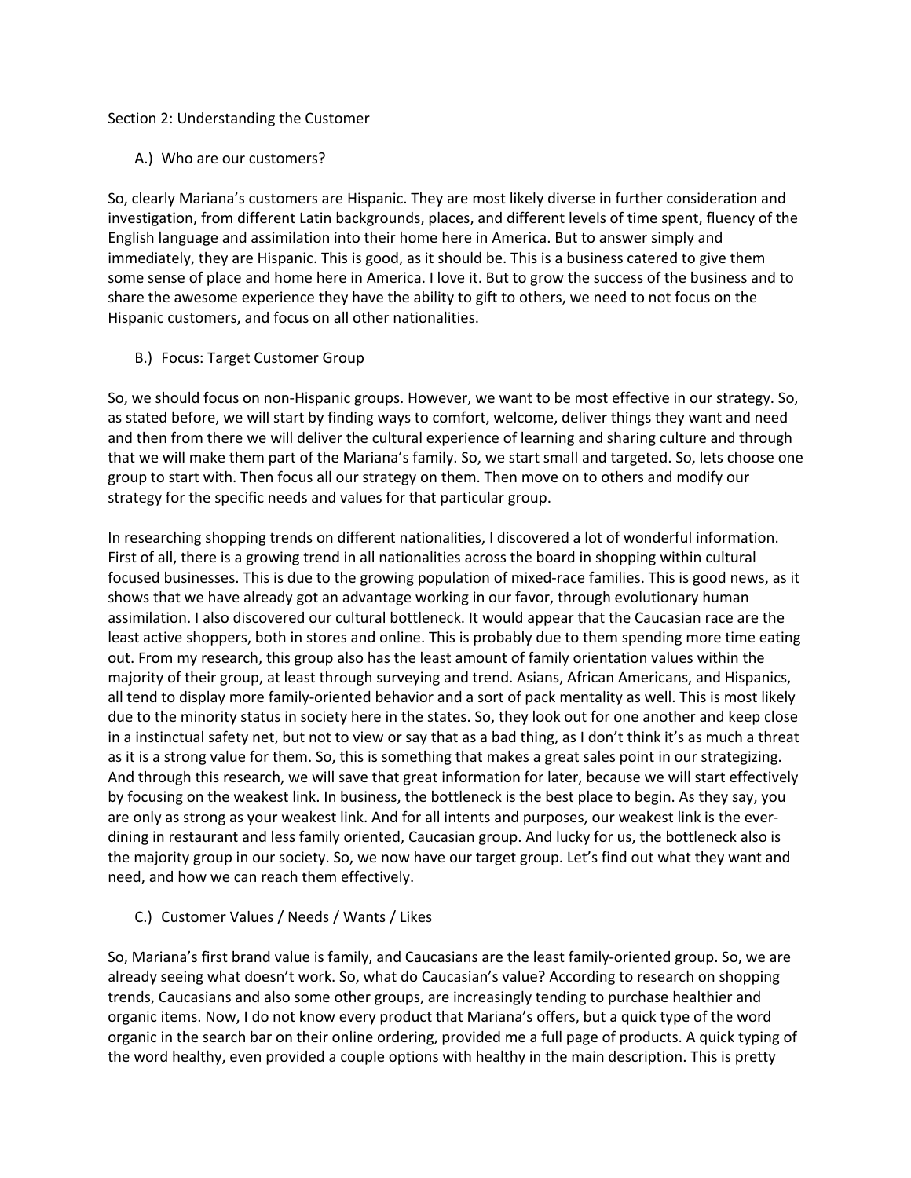Section 2: Understanding the Customer

A.) Who are our customers?

So, clearly Mariana's customers are Hispanic. They are most likely diverse in further consideration and investigation, from different Latin backgrounds, places, and different levels of time spent, fluency of the English language and assimilation into their home here in America. But to answer simply and immediately, they are Hispanic. This is good, as it should be. This is a business catered to give them some sense of place and home here in America. I love it. But to grow the success of the business and to share the awesome experience they have the ability to gift to others, we need to not focus on the Hispanic customers, and focus on all other nationalities.

B.) Focus: Target Customer Group

So, we should focus on non-Hispanic groups. However, we want to be most effective in our strategy. So, as stated before, we will start by finding ways to comfort, welcome, deliver things they want and need and then from there we will deliver the cultural experience of learning and sharing culture and through that we will make them part of the Mariana's family. So, we start small and targeted. So, lets choose one group to start with. Then focus all our strategy on them. Then move on to others and modify our strategy for the specific needs and values for that particular group.

In researching shopping trends on different nationalities, I discovered a lot of wonderful information. First of all, there is a growing trend in all nationalities across the board in shopping within cultural focused businesses. This is due to the growing population of mixed-race families. This is good news, as it shows that we have already got an advantage working in our favor, through evolutionary human assimilation. I also discovered our cultural bottleneck. It would appear that the Caucasian race are the least active shoppers, both in stores and online. This is probably due to them spending more time eating out. From my research, this group also has the least amount of family orientation values within the majority of their group, at least through surveying and trend. Asians, African Americans, and Hispanics, all tend to display more family-oriented behavior and a sort of pack mentality as well. This is most likely due to the minority status in society here in the states. So, they look out for one another and keep close in a instinctual safety net, but not to view or say that as a bad thing, as I don't think it's as much a threat as it is a strong value for them. So, this is something that makes a great sales point in our strategizing. And through this research, we will save that great information for later, because we will start effectively by focusing on the weakest link. In business, the bottleneck is the best place to begin. As they say, you are only as strong as your weakest link. And for all intents and purposes, our weakest link is the ever-dining in restaurant and less family oriented, Caucasian group. And lucky for us, the bottleneck also is the majority group in our society. So, we now have our target group. Let's find out what they want and need, and how we can reach them effectively.

C.) Customer Values / Needs / Wants / Likes

So, Mariana's first brand value is family, and Caucasians are the least family-oriented group. So, we are already seeing what doesn't work. So, what do Caucasian's value? According to research on shopping trends, Caucasians and also some other groups, are increasingly tending to purchase healthier and organic items. Now, I do not know every product that Mariana's offers, but a quick type of the word organic in the search bar on their online ordering, provided me a full page of products. A quick typing of the word healthy, even provided a couple options with healthy in the main description. This is pretty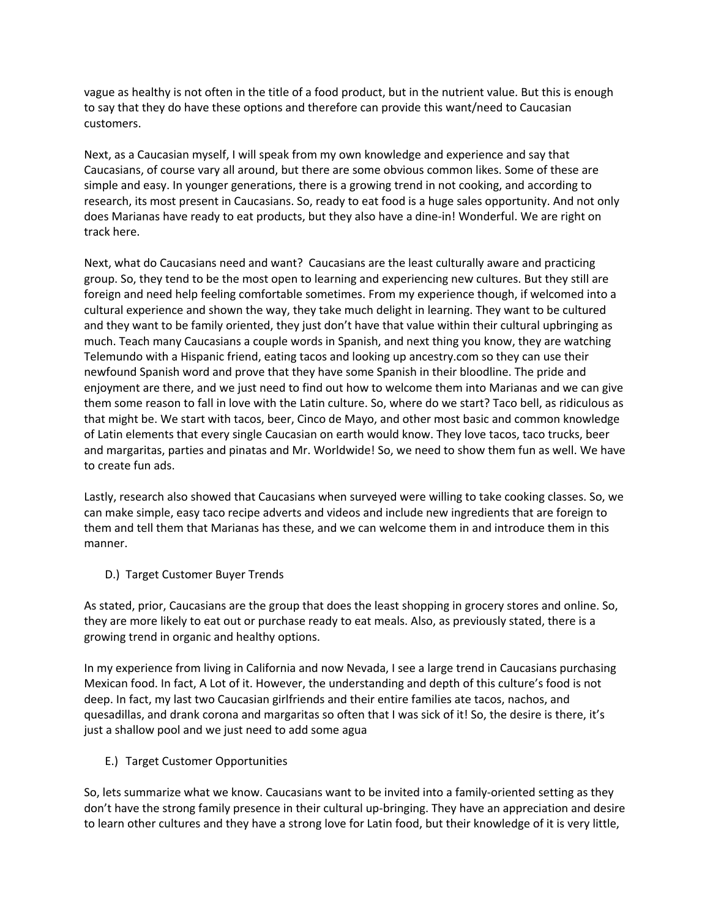vague as healthy is not often in the title of a food product, but in the nutrient value. But this is enough to say that they do have these options and therefore can provide this want/need to Caucasian customers.

Next, as a Caucasian myself, I will speak from my own knowledge and experience and say that Caucasians, of course vary all around, but there are some obvious common likes. Some of these are simple and easy. In younger generations, there is a growing trend in not cooking, and according to research, its most present in Caucasians. So, ready to eat food is a huge sales opportunity. And not only does Marianas have ready to eat products, but they also have a dine-in! Wonderful. We are right on track here.

Next, what do Caucasians need and want? Caucasians are the least culturally aware and practicing group. So, they tend to be the most open to learning and experiencing new cultures. But they still are foreign and need help feeling comfortable sometimes. From my experience though, if welcomed into a cultural experience and shown the way, they take much delight in learning. They want to be cultured and they want to be family oriented, they just don't have that value within their cultural upbringing as much. Teach many Caucasians a couple words in Spanish, and next thing you know, they are watching Telemundo with a Hispanic friend, eating tacos and looking up ancestry.com so they can use their newfound Spanish word and prove that they have some Spanish in their bloodline. The pride and enjoyment are there, and we just need to find out how to welcome them into Marianas and we can give them some reason to fall in love with the Latin culture. So, where do we start? Taco bell, as ridiculous as that might be. We start with tacos, beer, Cinco de Mayo, and other most basic and common knowledge of Latin elements that every single Caucasian on earth would know. They love tacos, taco trucks, beer and margaritas, parties and pinatas and Mr. Worldwide! So, we need to show them fun as well. We have to create fun ads.

Lastly, research also showed that Caucasians when surveyed were willing to take cooking classes. So, we can make simple, easy taco recipe adverts and videos and include new ingredients that are foreign to them and tell them that Marianas has these, and we can welcome them in and introduce them in this manner.

D.) Target Customer Buyer Trends

As stated, prior, Caucasians are the group that does the least shopping in grocery stores and online. So, they are more likely to eat out or purchase ready to eat meals. Also, as previously stated, there is a growing trend in organic and healthy options.

In my experience from living in California and now Nevada, I see a large trend in Caucasians purchasing Mexican food. In fact, A Lot of it. However, the understanding and depth of this culture's food is not deep. In fact, my last two Caucasian girlfriends and their entire families ate tacos, nachos, and quesadillas, and drank corona and margaritas so often that I was sick of it! So, the desire is there, it's just a shallow pool and we just need to add some agua

E.) Target Customer Opportunities

So, lets summarize what we know. Caucasians want to be invited into a family-oriented setting as they don't have the strong family presence in their cultural up-bringing. They have an appreciation and desire to learn other cultures and they have a strong love for Latin food, but their knowledge of it is very little,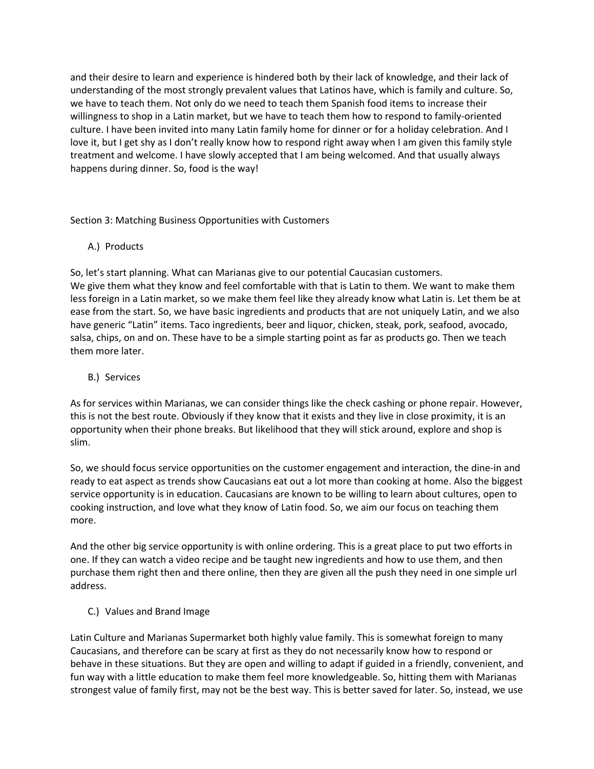and their desire to learn and experience is hindered both by their lack of knowledge, and their lack of understanding of the most strongly prevalent values that Latinos have, which is family and culture. So, we have to teach them. Not only do we need to teach them Spanish food items to increase their willingness to shop in a Latin market, but we have to teach them how to respond to family-oriented culture. I have been invited into many Latin family home for dinner or for a holiday celebration. And I love it, but I get shy as I don't really know how to respond right away when I am given this family style treatment and welcome. I have slowly accepted that I am being welcomed. And that usually always happens during dinner. So, food is the way!

## Section 3: Matching Business Opportunities with Customers

### A.) Products

So, let's start planning. What can Marianas give to our potential Caucasian customers.
We give them what they know and feel comfortable with that is Latin to them. We want to make them less foreign in a Latin market, so we make them feel like they already know what Latin is. Let them be at ease from the start. So, we have basic ingredients and products that are not uniquely Latin, and we also have generic "Latin" items. Taco ingredients, beer and liquor, chicken, steak, pork, seafood, avocado, salsa, chips, on and on. These have to be a simple starting point as far as products go. Then we teach them more later.

### B.) Services

As for services within Marianas, we can consider things like the check cashing or phone repair. However, this is not the best route. Obviously if they know that it exists and they live in close proximity, it is an opportunity when their phone breaks. But likelihood that they will stick around, explore and shop is slim.

So, we should focus service opportunities on the customer engagement and interaction, the dine-in and ready to eat aspect as trends show Caucasians eat out a lot more than cooking at home. Also the biggest service opportunity is in education. Caucasians are known to be willing to learn about cultures, open to cooking instruction, and love what they know of Latin food. So, we aim our focus on teaching them more.

And the other big service opportunity is with online ordering. This is a great place to put two efforts in one. If they can watch a video recipe and be taught new ingredients and how to use them, and then purchase them right then and there online, then they are given all the push they need in one simple url address.

### C.) Values and Brand Image

Latin Culture and Marianas Supermarket both highly value family. This is somewhat foreign to many Caucasians, and therefore can be scary at first as they do not necessarily know how to respond or behave in these situations. But they are open and willing to adapt if guided in a friendly, convenient, and fun way with a little education to make them feel more knowledgeable. So, hitting them with Marianas strongest value of family first, may not be the best way. This is better saved for later. So, instead, we use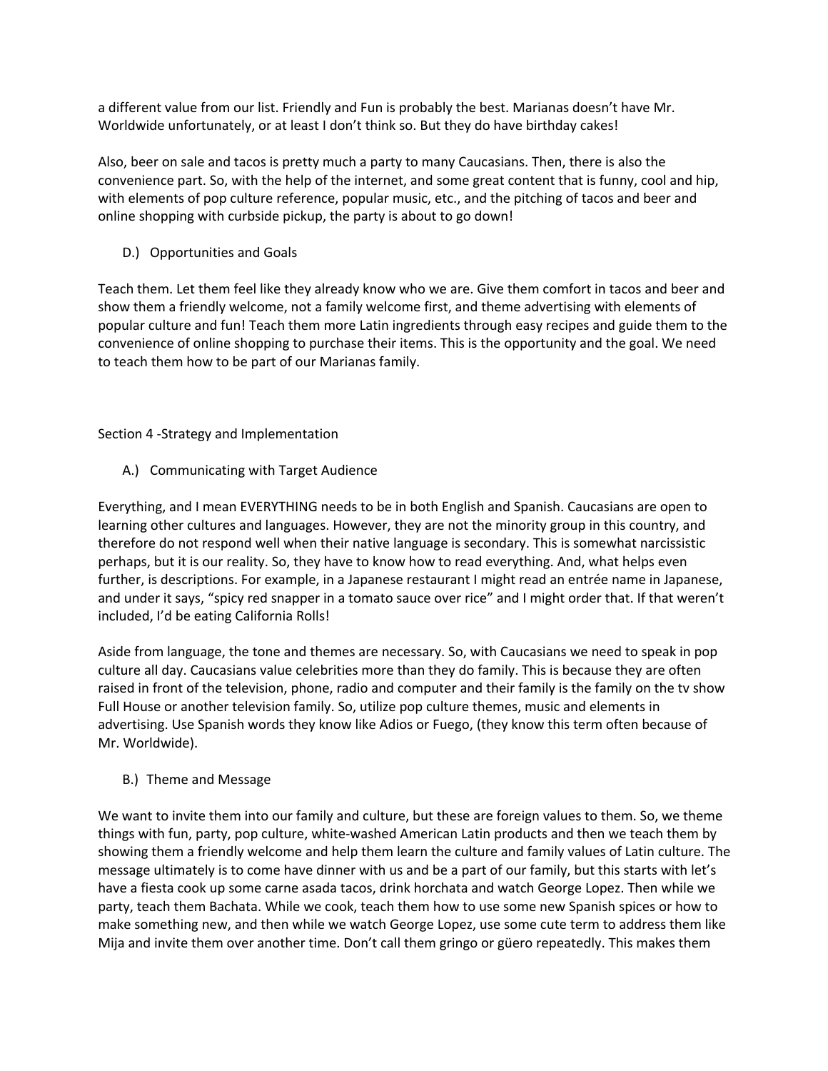a different value from our list. Friendly and Fun is probably the best. Marianas doesn't have Mr. Worldwide unfortunately, or at least I don't think so. But they do have birthday cakes!

Also, beer on sale and tacos is pretty much a party to many Caucasians. Then, there is also the convenience part. So, with the help of the internet, and some great content that is funny, cool and hip, with elements of pop culture reference, popular music, etc., and the pitching of tacos and beer and online shopping with curbside pickup, the party is about to go down!

### D.) Opportunities and Goals

Teach them. Let them feel like they already know who we are. Give them comfort in tacos and beer and show them a friendly welcome, not a family welcome first, and theme advertising with elements of popular culture and fun! Teach them more Latin ingredients through easy recipes and guide them to the convenience of online shopping to purchase their items. This is the opportunity and the goal. We need to teach them how to be part of our Marianas family.

## Section 4 -Strategy and Implementation

### A.) Communicating with Target Audience

Everything, and I mean EVERYTHING needs to be in both English and Spanish. Caucasians are open to learning other cultures and languages. However, they are not the minority group in this country, and therefore do not respond well when their native language is secondary. This is somewhat narcissistic perhaps, but it is our reality. So, they have to know how to read everything. And, what helps even further, is descriptions. For example, in a Japanese restaurant I might read an entrée name in Japanese, and under it says, "spicy red snapper in a tomato sauce over rice" and I might order that. If that weren't included, I'd be eating California Rolls!

Aside from language, the tone and themes are necessary. So, with Caucasians we need to speak in pop culture all day. Caucasians value celebrities more than they do family. This is because they are often raised in front of the television, phone, radio and computer and their family is the family on the tv show Full House or another television family. So, utilize pop culture themes, music and elements in advertising. Use Spanish words they know like Adios or Fuego, (they know this term often because of Mr. Worldwide).

### B.) Theme and Message

We want to invite them into our family and culture, but these are foreign values to them. So, we theme things with fun, party, pop culture, white-washed American Latin products and then we teach them by showing them a friendly welcome and help them learn the culture and family values of Latin culture. The message ultimately is to come have dinner with us and be a part of our family, but this starts with let's have a fiesta cook up some carne asada tacos, drink horchata and watch George Lopez. Then while we party, teach them Bachata. While we cook, teach them how to use some new Spanish spices or how to make something new, and then while we watch George Lopez, use some cute term to address them like Mija and invite them over another time. Don't call them gringo or güero repeatedly. This makes them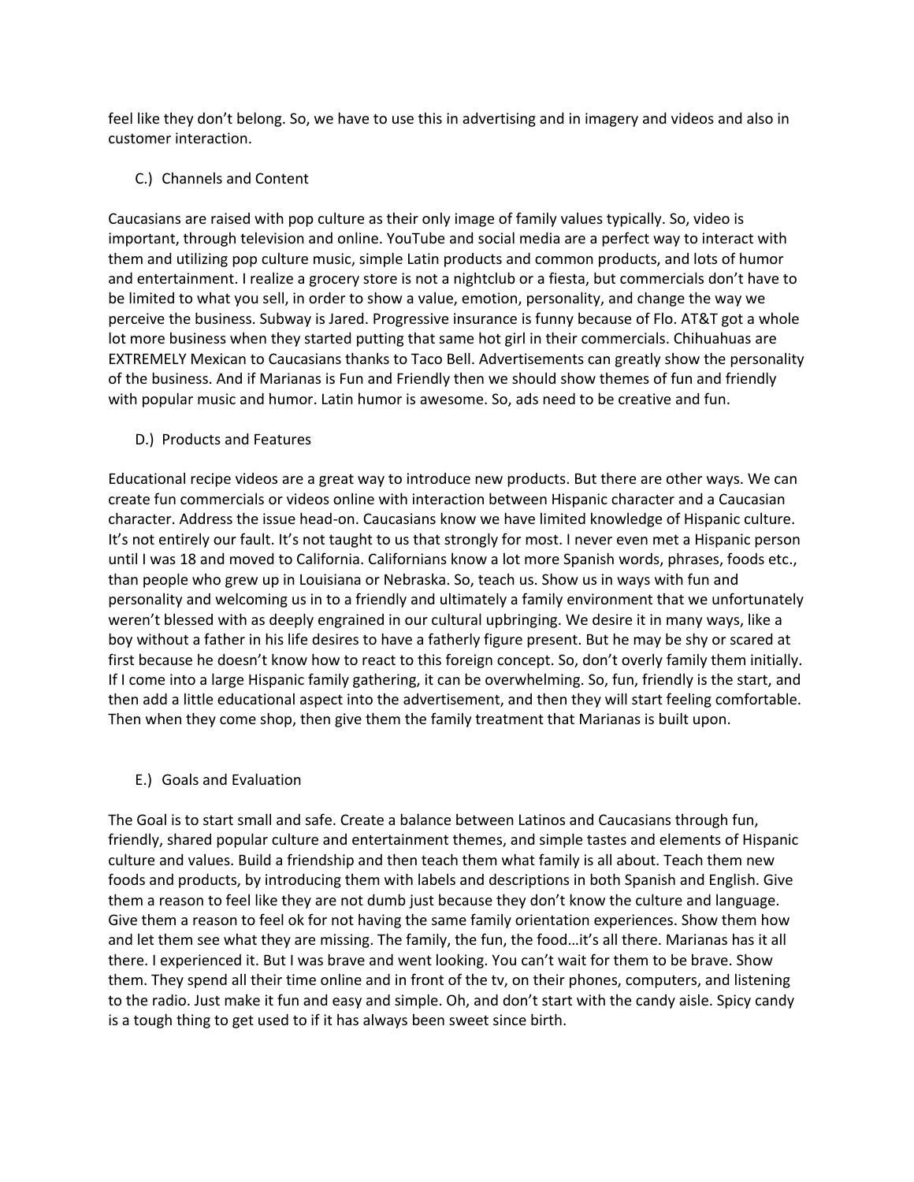feel like they don't belong. So, we have to use this in advertising and in imagery and videos and also in customer interaction.

### C.) Channels and Content

Caucasians are raised with pop culture as their only image of family values typically. So, video is important, through television and online. YouTube and social media are a perfect way to interact with them and utilizing pop culture music, simple Latin products and common products, and lots of humor and entertainment. I realize a grocery store is not a nightclub or a fiesta, but commercials don't have to be limited to what you sell, in order to show a value, emotion, personality, and change the way we perceive the business. Subway is Jared. Progressive insurance is funny because of Flo. AT&T got a whole lot more business when they started putting that same hot girl in their commercials. Chihuahuas are EXTREMELY Mexican to Caucasians thanks to Taco Bell. Advertisements can greatly show the personality of the business. And if Marianas is Fun and Friendly then we should show themes of fun and friendly with popular music and humor. Latin humor is awesome. So, ads need to be creative and fun.

### D.) Products and Features

Educational recipe videos are a great way to introduce new products. But there are other ways. We can create fun commercials or videos online with interaction between Hispanic character and a Caucasian character. Address the issue head-on. Caucasians know we have limited knowledge of Hispanic culture. It's not entirely our fault. It's not taught to us that strongly for most. I never even met a Hispanic person until I was 18 and moved to California. Californians know a lot more Spanish words, phrases, foods etc., than people who grew up in Louisiana or Nebraska. So, teach us. Show us in ways with fun and personality and welcoming us in to a friendly and ultimately a family environment that we unfortunately weren't blessed with as deeply engrained in our cultural upbringing. We desire it in many ways, like a boy without a father in his life desires to have a fatherly figure present. But he may be shy or scared at first because he doesn't know how to react to this foreign concept. So, don't overly family them initially. If I come into a large Hispanic family gathering, it can be overwhelming. So, fun, friendly is the start, and then add a little educational aspect into the advertisement, and then they will start feeling comfortable. Then when they come shop, then give them the family treatment that Marianas is built upon.

### E.) Goals and Evaluation

The Goal is to start small and safe. Create a balance between Latinos and Caucasians through fun, friendly, shared popular culture and entertainment themes, and simple tastes and elements of Hispanic culture and values. Build a friendship and then teach them what family is all about. Teach them new foods and products, by introducing them with labels and descriptions in both Spanish and English. Give them a reason to feel like they are not dumb just because they don't know the culture and language. Give them a reason to feel ok for not having the same family orientation experiences. Show them how and let them see what they are missing. The family, the fun, the food…it's all there. Marianas has it all there. I experienced it. But I was brave and went looking. You can't wait for them to be brave. Show them. They spend all their time online and in front of the tv, on their phones, computers, and listening to the radio. Just make it fun and easy and simple. Oh, and don't start with the candy aisle. Spicy candy is a tough thing to get used to if it has always been sweet since birth.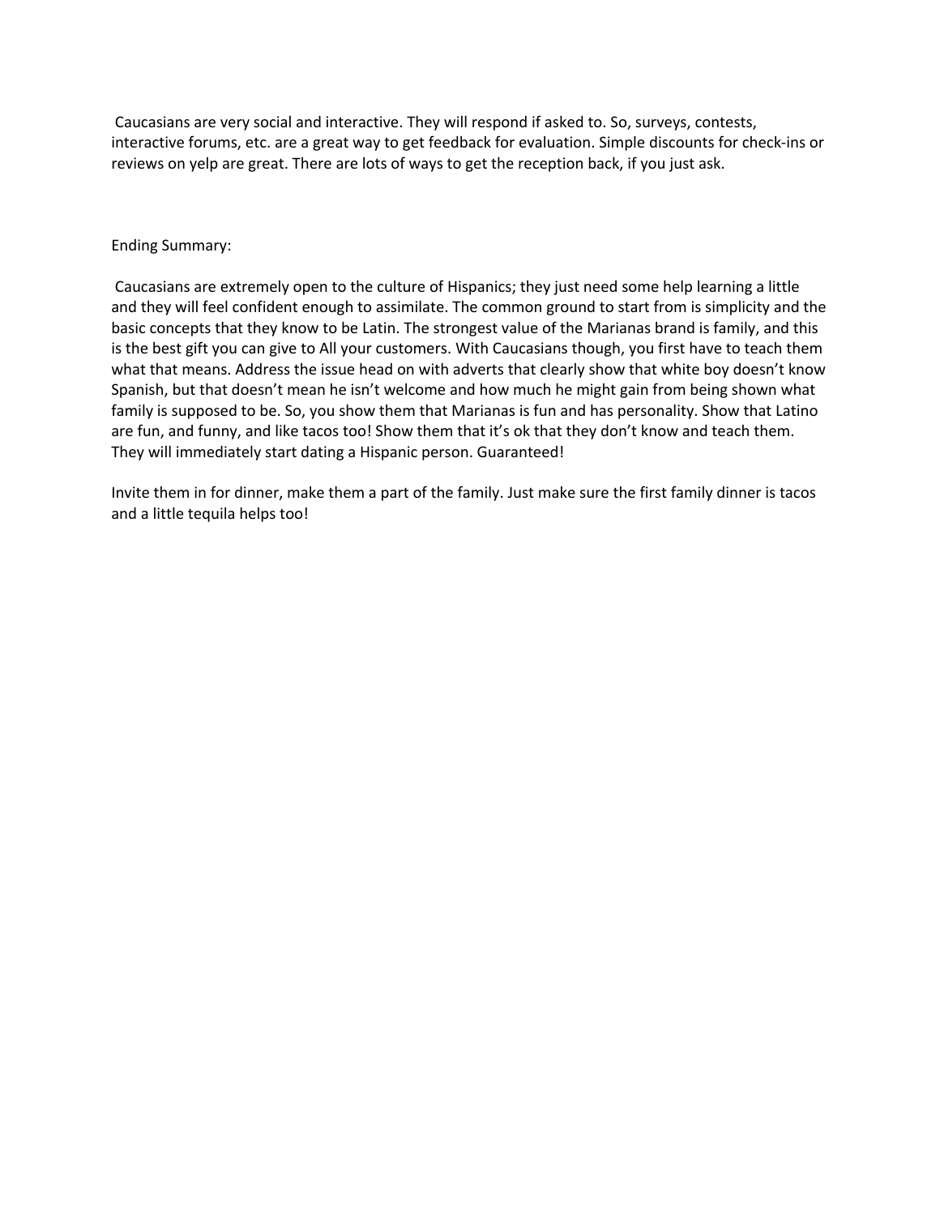Caucasians are very social and interactive. They will respond if asked to. So, surveys, contests, interactive forums, etc. are a great way to get feedback for evaluation. Simple discounts for check-ins or reviews on yelp are great. There are lots of ways to get the reception back, if you just ask.

Ending Summary:

Caucasians are extremely open to the culture of Hispanics; they just need some help learning a little and they will feel confident enough to assimilate. The common ground to start from is simplicity and the basic concepts that they know to be Latin. The strongest value of the Marianas brand is family, and this is the best gift you can give to All your customers. With Caucasians though, you first have to teach them what that means. Address the issue head on with adverts that clearly show that white boy doesn't know Spanish, but that doesn't mean he isn't welcome and how much he might gain from being shown what family is supposed to be. So, you show them that Marianas is fun and has personality. Show that Latino are fun, and funny, and like tacos too! Show them that it's ok that they don't know and teach them. They will immediately start dating a Hispanic person. Guaranteed!

Invite them in for dinner, make them a part of the family. Just make sure the first family dinner is tacos and a little tequila helps too!